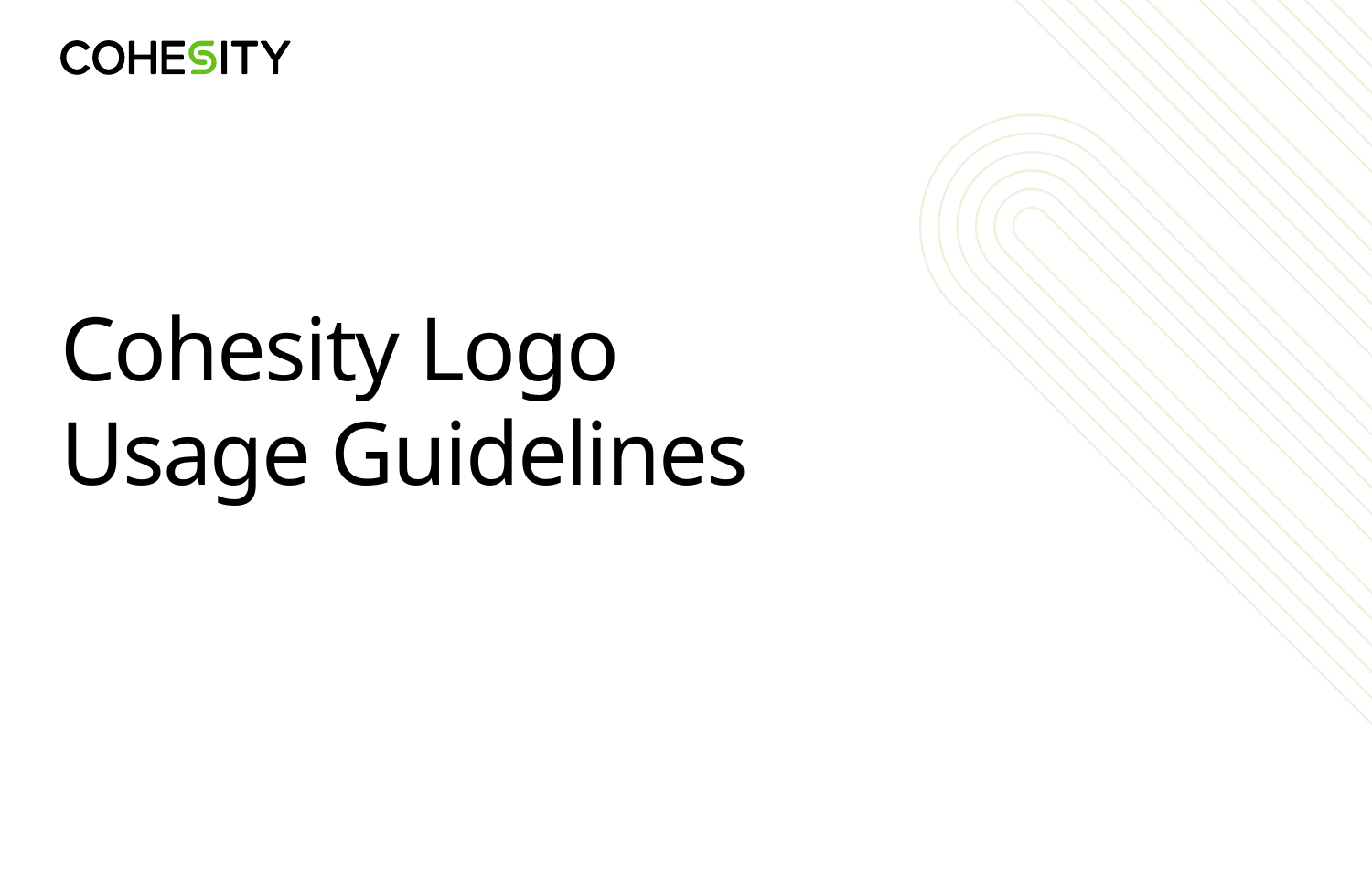COHESITY

# Cohesity Logo Usage Guidelines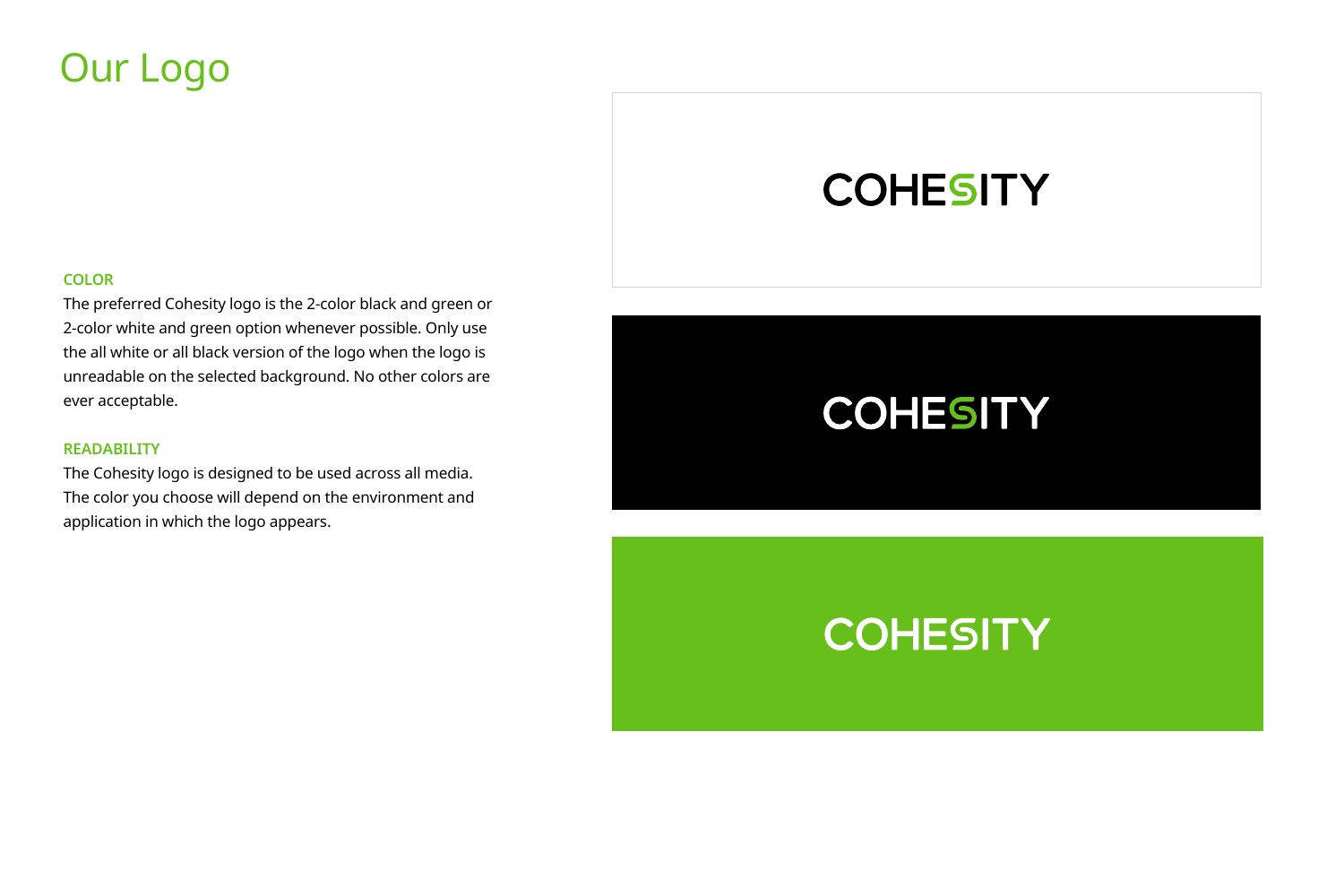# Our Logo

**COLOR**

The preferred Cohesity logo is the 2-color black and green or 2-color white and green option whenever possible. Only use the all white or all black version of the logo when the logo is unreadable on the selected background. No other colors are ever acceptable.

**READABILITY**

The Cohesity logo is designed to be used across all media. The color you choose will depend on the environment and application in which the logo appears.

COHESITY

COHESITY

COHESITY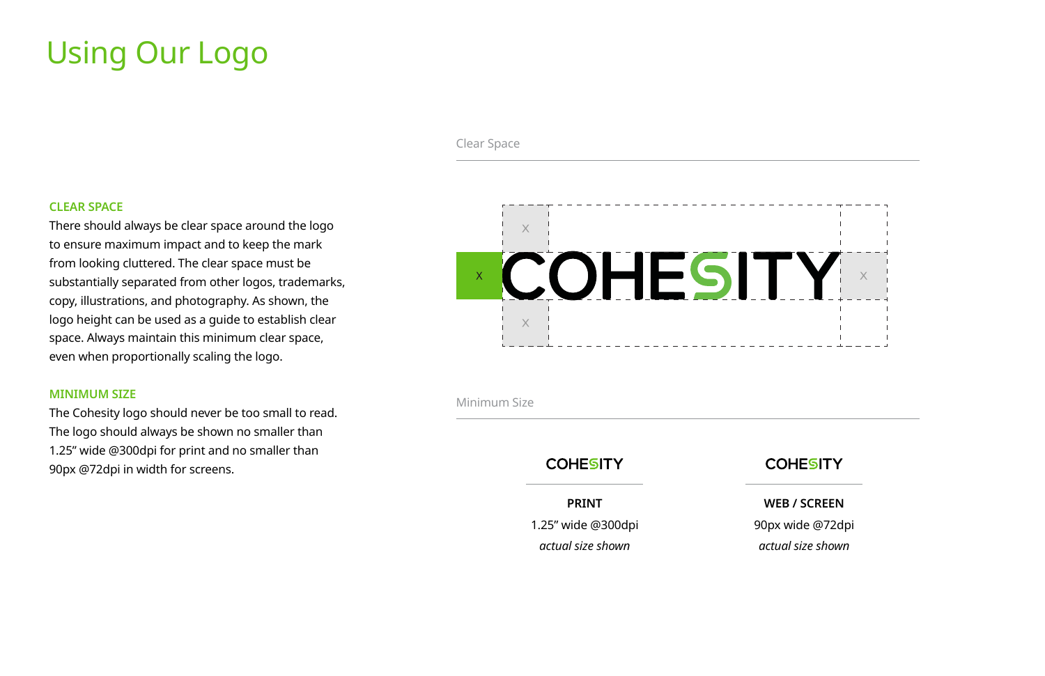# Using Our Logo

## CLEAR SPACE

There should always be clear space around the logo to ensure maximum impact and to keep the mark from looking cluttered. The clear space must be substantially separated from other logos, trademarks, copy, illustrations, and photography. As shown, the logo height can be used as a guide to establish clear space. Always maintain this minimum clear space, even when proportionally scaling the logo.

## MINIMUM SIZE

The Cohesity logo should never be too small to read. The logo should always be shown no smaller than 1.25" wide @300dpi for print and no smaller than 90px @72dpi in width for screens.

Clear Space

X X X X

COHESITY

Minimum Size

COHESITY

**PRINT**

1.25" wide @300dpi

*actual size shown*

COHESITY

**WEB / SCREEN**

90px wide @72dpi

*actual size shown*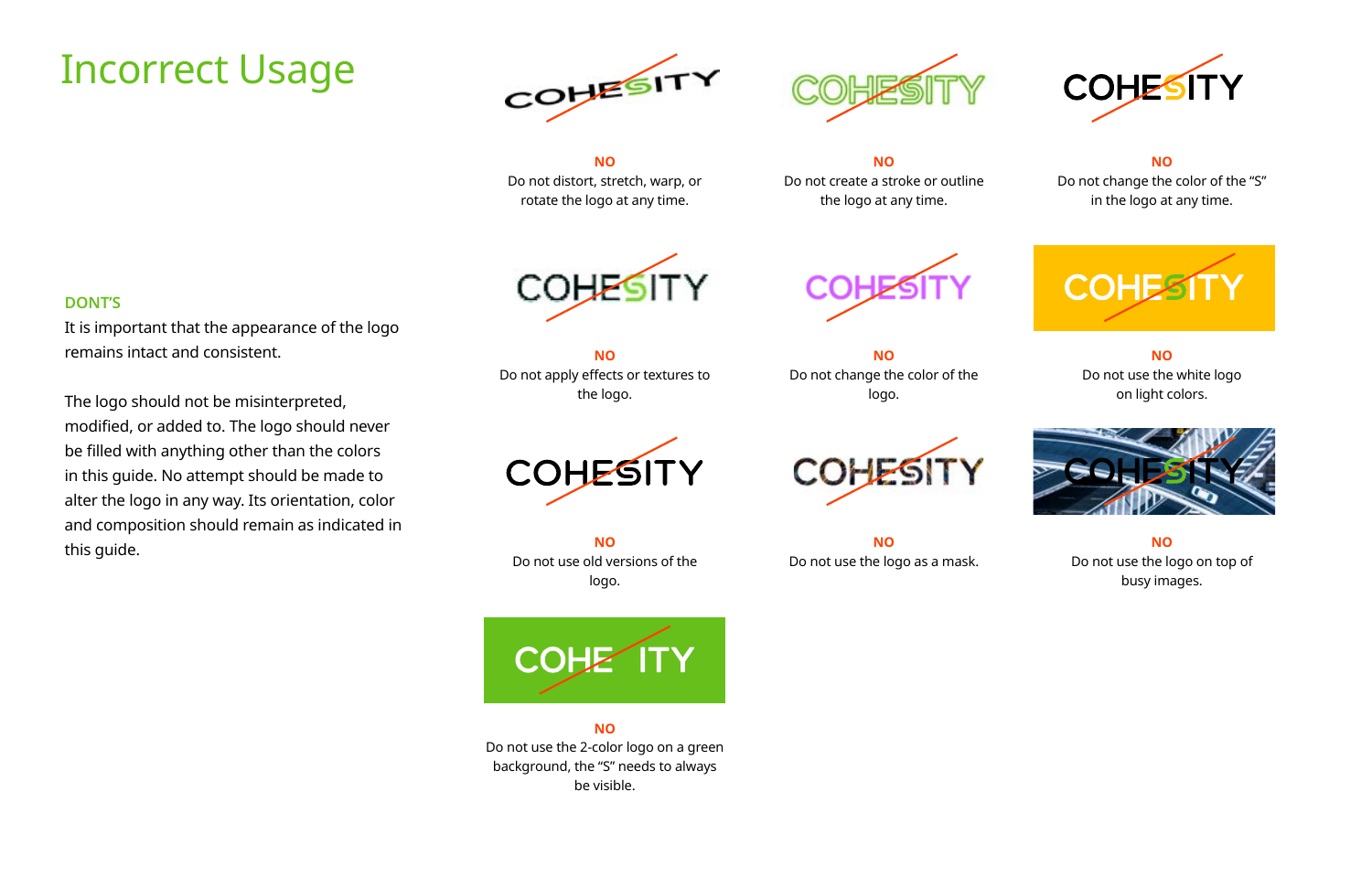# Incorrect Usage

**DONT'S**

It is important that the appearance of the logo remains intact and consistent.

The logo should not be misinterpreted, modified, or added to. The logo should never be filled with anything other than the colors in this guide. No attempt should be made to alter the logo in any way. Its orientation, color and composition should remain as indicated in this guide.

**NO**
Do not distort, stretch, warp, or rotate the logo at any time.

**NO**
Do not create a stroke or outline the logo at any time.

**NO**
Do not change the color of the "S" in the logo at any time.

**NO**
Do not apply effects or textures to the logo.

**NO**
Do not change the color of the logo.

**NO**
Do not use the white logo on light colors.

**NO**
Do not use old versions of the logo.

**NO**
Do not use the logo as a mask.

**NO**
Do not use the logo on top of busy images.

**NO**
Do not use the 2-color logo on a green background, the "S" needs to always be visible.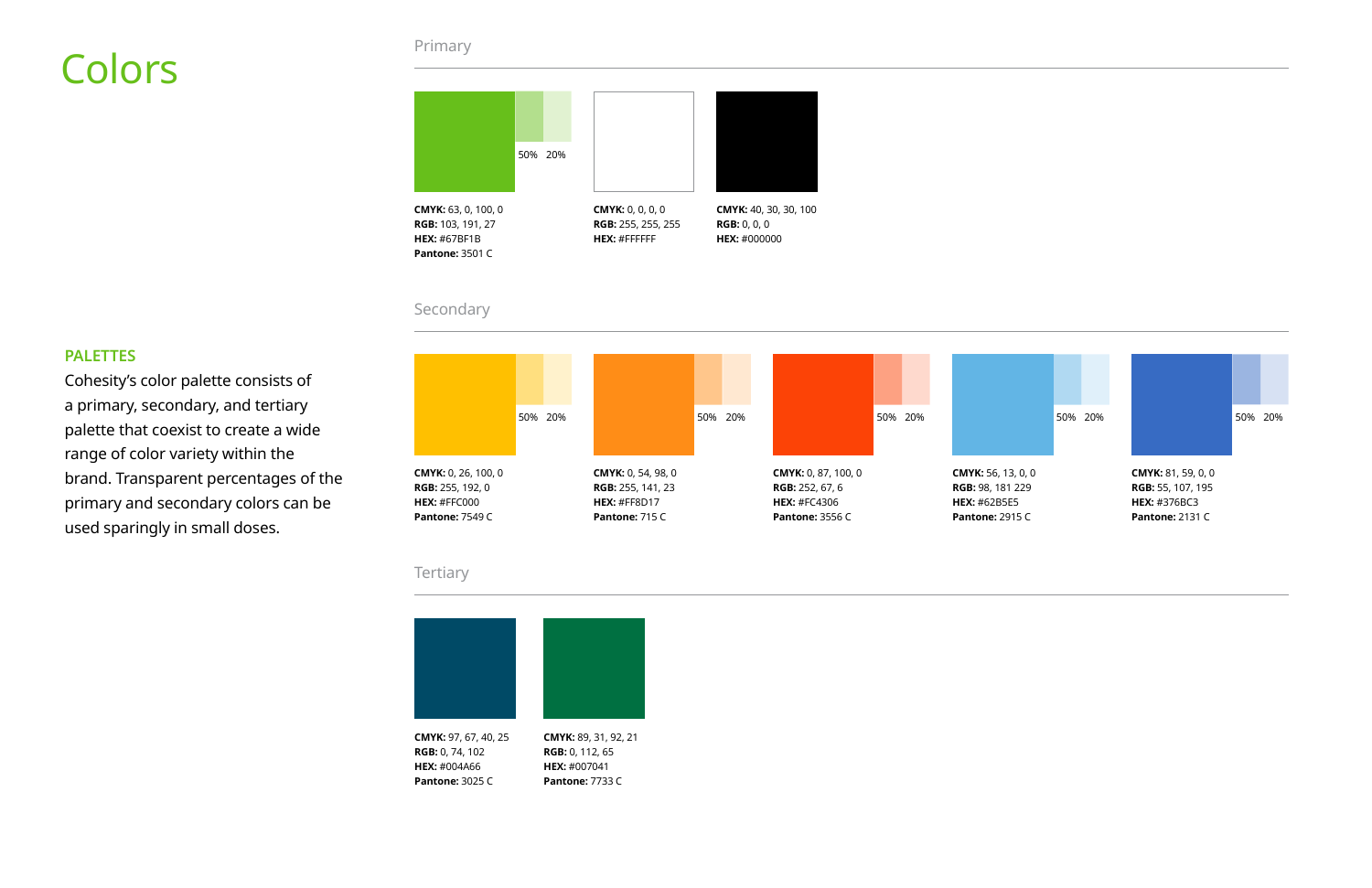# Colors

## PALETTES

Cohesity's color palette consists of a primary, secondary, and tertiary palette that coexist to create a wide range of color variety within the brand. Transparent percentages of the primary and secondary colors can be used sparingly in small doses.

## Primary

50% 20%

**CMYK:** 63, 0, 100, 0
**RGB:** 103, 191, 27
**HEX:** #67BF1B
**Pantone:** 3501 C

**CMYK:** 0, 0, 0, 0
**RGB:** 255, 255, 255
**HEX:** #FFFFFF

**CMYK:** 40, 30, 30, 100
**RGB:** 0, 0, 0
**HEX:** #000000

## Secondary

50% 20%

**CMYK:** 0, 26, 100, 0
**RGB:** 255, 192, 0
**HEX:** #FFC000
**Pantone:** 7549 C

50% 20%

**CMYK:** 0, 54, 98, 0
**RGB:** 255, 141, 23
**HEX:** #FF8D17
**Pantone:** 715 C

50% 20%

**CMYK:** 0, 87, 100, 0
**RGB:** 252, 67, 6
**HEX:** #FC4306
**Pantone:** 3556 C

50% 20%

**CMYK:** 56, 13, 0, 0
**RGB:** 98, 181 229
**HEX:** #62B5E5
**Pantone:** 2915 C

50% 20%

**CMYK:** 81, 59, 0, 0
**RGB:** 55, 107, 195
**HEX:** #376BC3
**Pantone:** 2131 C

## Tertiary

**CMYK:** 97, 67, 40, 25
**RGB:** 0, 74, 102
**HEX:** #004A66
**Pantone:** 3025 C

**CMYK:** 89, 31, 92, 21
**RGB:** 0, 112, 65
**HEX:** #007041
**Pantone:** 7733 C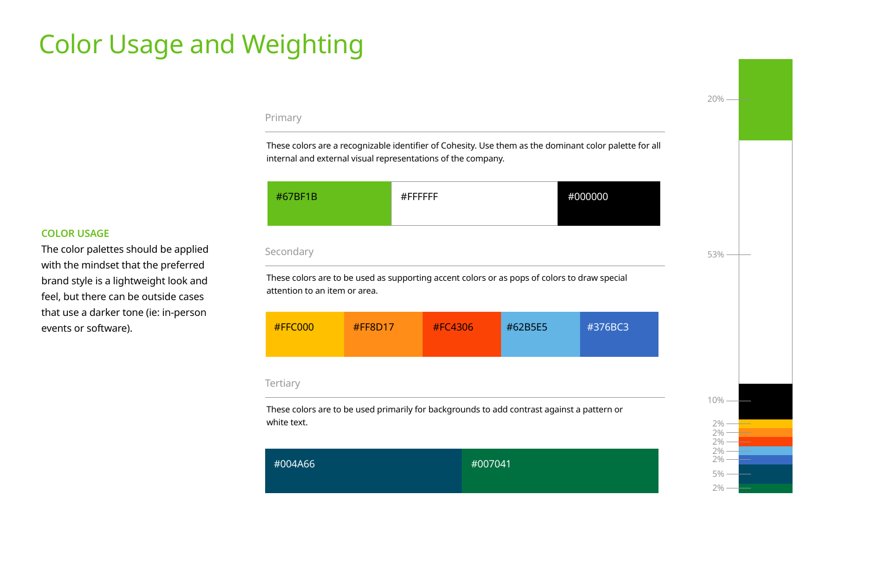# Color Usage and Weighting

**COLOR USAGE**

The color palettes should be applied with the mindset that the preferred brand style is a lightweight look and feel, but there can be outside cases that use a darker tone (ie: in-person events or software).

## Primary

These colors are a recognizable identifier of Cohesity. Use them as the dominant color palette for all internal and external visual representations of the company.

#67BF1B | #FFFFFF | #000000

## Secondary

These colors are to be used as supporting accent colors or as pops of colors to draw special attention to an item or area.

#FFC000 | #FF8D17 | #FC4306 | #62B5E5 | #376BC3

## Tertiary

These colors are to be used primarily for backgrounds to add contrast against a pattern or white text.

#004A66 | #007041

20%

53%

10%

2%

2%

2%

2%

2%

5%

2%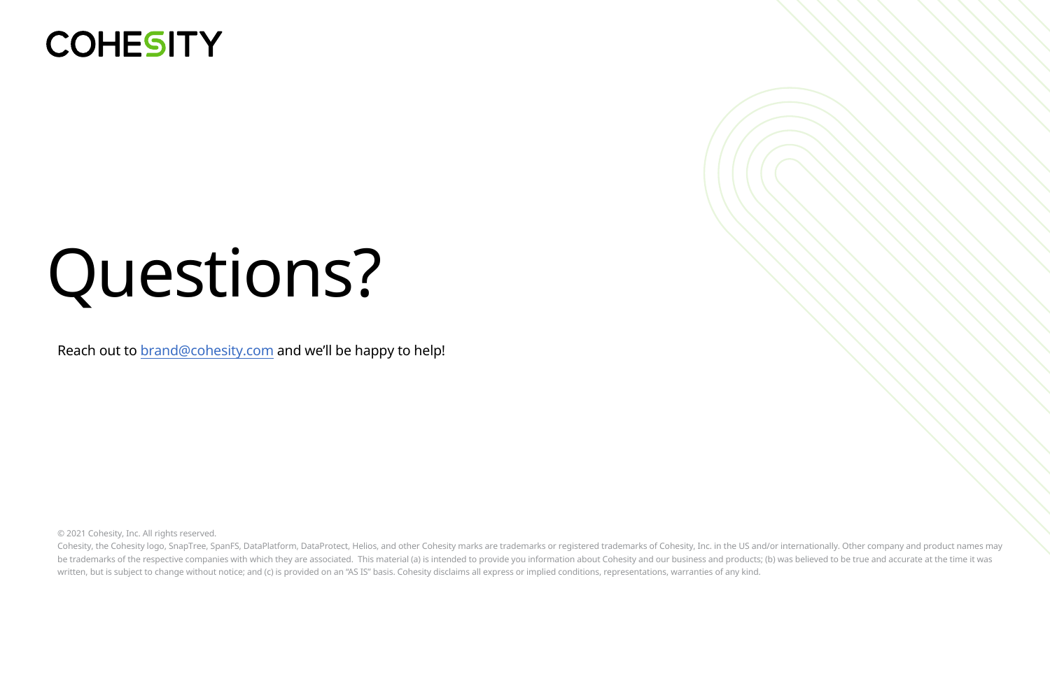COHESITY

# Questions?

Reach out to [brand@cohesity.com](mailto:brand@cohesity.com) and we'll be happy to help!

© 2021 Cohesity, Inc. All rights reserved.
Cohesity, the Cohesity logo, SnapTree, SpanFS, DataPlatform, DataProtect, Helios, and other Cohesity marks are trademarks or registered trademarks of Cohesity, Inc. in the US and/or internationally. Other company and product names may be trademarks of the respective companies with which they are associated. This material (a) is intended to provide you information about Cohesity and our business and products; (b) was believed to be true and accurate at the time it was written, but is subject to change without notice; and (c) is provided on an "AS IS" basis. Cohesity disclaims all express or implied conditions, representations, warranties of any kind.